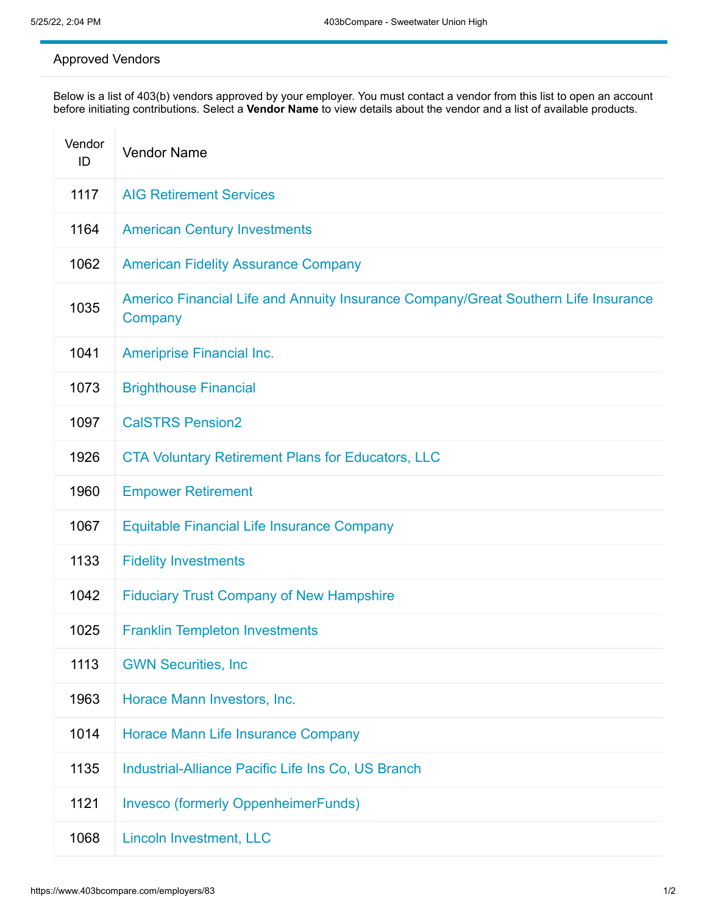## Approved Vendors

Below is a list of 403(b) vendors approved by your employer. You must contact a vendor from this list to open an account before initiating contributions. Select a **Vendor Name** to view details about the vendor and a list of available products.

| Vendor ID | Vendor Name |
|---|---|
| 1117 | AIG Retirement Services |
| 1164 | American Century Investments |
| 1062 | American Fidelity Assurance Company |
| 1035 | Americo Financial Life and Annuity Insurance Company/Great Southern Life Insurance Company |
| 1041 | Ameriprise Financial Inc. |
| 1073 | Brighthouse Financial |
| 1097 | CalSTRS Pension2 |
| 1926 | CTA Voluntary Retirement Plans for Educators, LLC |
| 1960 | Empower Retirement |
| 1067 | Equitable Financial Life Insurance Company |
| 1133 | Fidelity Investments |
| 1042 | Fiduciary Trust Company of New Hampshire |
| 1025 | Franklin Templeton Investments |
| 1113 | GWN Securities, Inc |
| 1963 | Horace Mann Investors, Inc. |
| 1014 | Horace Mann Life Insurance Company |
| 1135 | Industrial-Alliance Pacific Life Ins Co, US Branch |
| 1121 | Invesco (formerly OppenheimerFunds) |
| 1068 | Lincoln Investment, LLC |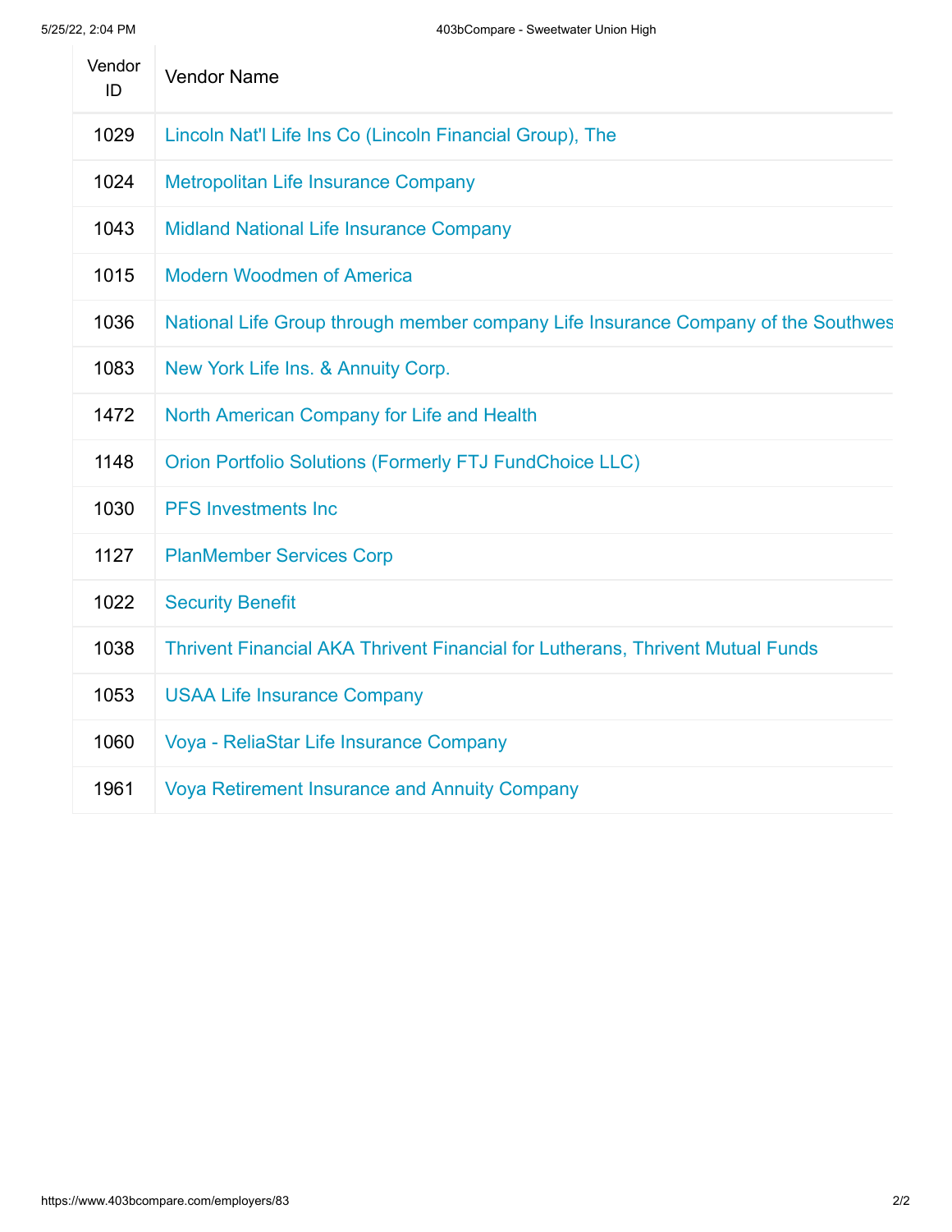| Vendor ID | Vendor Name |
| --- | --- |
| 1029 | Lincoln Nat'l Life Ins Co (Lincoln Financial Group), The |
| 1024 | Metropolitan Life Insurance Company |
| 1043 | Midland National Life Insurance Company |
| 1015 | Modern Woodmen of America |
| 1036 | National Life Group through member company Life Insurance Company of the Southwes |
| 1083 | New York Life Ins. & Annuity Corp. |
| 1472 | North American Company for Life and Health |
| 1148 | Orion Portfolio Solutions (Formerly FTJ FundChoice LLC) |
| 1030 | PFS Investments Inc |
| 1127 | PlanMember Services Corp |
| 1022 | Security Benefit |
| 1038 | Thrivent Financial AKA Thrivent Financial for Lutherans, Thrivent Mutual Funds |
| 1053 | USAA Life Insurance Company |
| 1060 | Voya - ReliaStar Life Insurance Company |
| 1961 | Voya Retirement Insurance and Annuity Company |